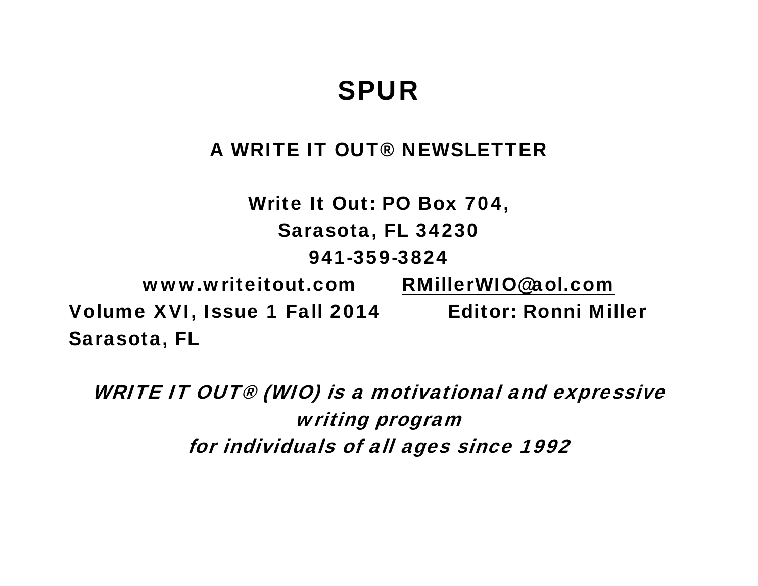# SPUR

## A WRITE IT OUT® NEWSLETTER

**Write It Out: PO Box 704,**
**Sarasota, FL 34230**
**941-359-3824**
**www.writeitout.com RMillerWIO@aol.com**

**Volume XVI, Issue 1 Fall 2014 Editor: Ronni Miller**
**Sarasota, FL**

***WRITE IT OUT® (WIO) is a motivational and expressive writing program for individuals of all ages since 1992***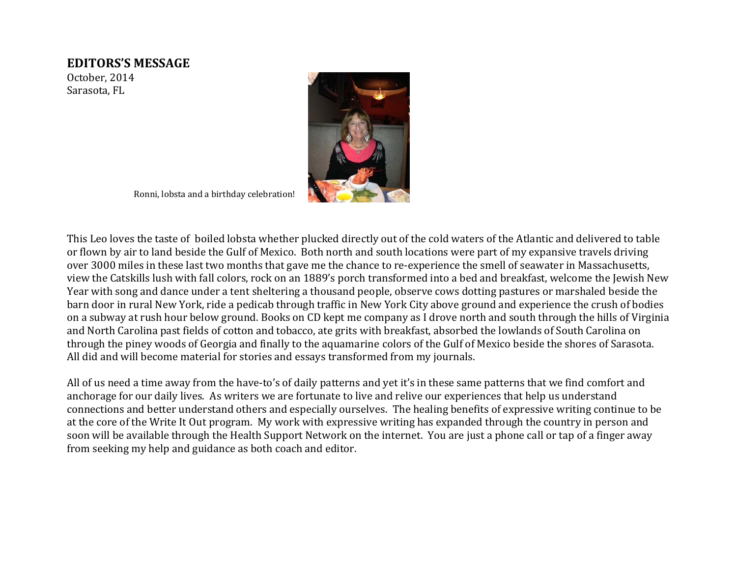## EDITORS'S MESSAGE

October, 2014
Sarasota, FL

Ronni, lobsta and a birthday celebration!

This Leo loves the taste of boiled lobsta whether plucked directly out of the cold waters of the Atlantic and delivered to table or flown by air to land beside the Gulf of Mexico. Both north and south locations were part of my expansive travels driving over 3000 miles in these last two months that gave me the chance to re-experience the smell of seawater in Massachusetts, view the Catskills lush with fall colors, rock on an 1889's porch transformed into a bed and breakfast, welcome the Jewish New Year with song and dance under a tent sheltering a thousand people, observe cows dotting pastures or marshaled beside the barn door in rural New York, ride a pedicab through traffic in New York City above ground and experience the crush of bodies on a subway at rush hour below ground. Books on CD kept me company as I drove north and south through the hills of Virginia and North Carolina past fields of cotton and tobacco, ate grits with breakfast, absorbed the lowlands of South Carolina on through the piney woods of Georgia and finally to the aquamarine colors of the Gulf of Mexico beside the shores of Sarasota. All did and will become material for stories and essays transformed from my journals.

All of us need a time away from the have-to's of daily patterns and yet it's in these same patterns that we find comfort and anchorage for our daily lives. As writers we are fortunate to live and relive our experiences that help us understand connections and better understand others and especially ourselves. The healing benefits of expressive writing continue to be at the core of the Write It Out program. My work with expressive writing has expanded through the country in person and soon will be available through the Health Support Network on the internet. You are just a phone call or tap of a finger away from seeking my help and guidance as both coach and editor.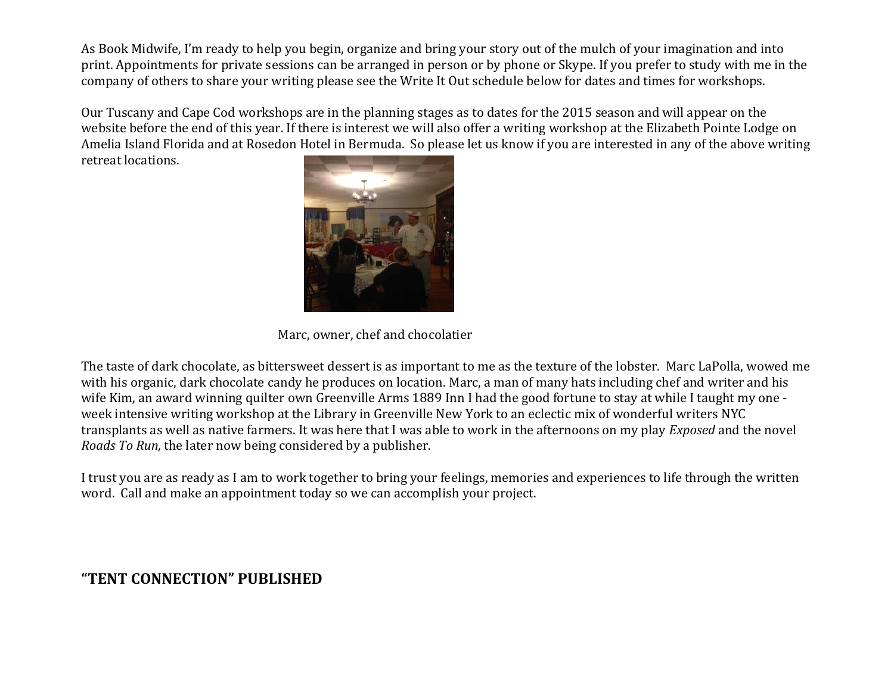As Book Midwife, I'm ready to help you begin, organize and bring your story out of the mulch of your imagination and into print. Appointments for private sessions can be arranged in person or by phone or Skype. If you prefer to study with me in the company of others to share your writing please see the Write It Out schedule below for dates and times for workshops.

Our Tuscany and Cape Cod workshops are in the planning stages as to dates for the 2015 season and will appear on the website before the end of this year. If there is interest we will also offer a writing workshop at the Elizabeth Pointe Lodge on Amelia Island Florida and at Rosedon Hotel in Bermuda. So please let us know if you are interested in any of the above writing retreat locations.

Marc, owner, chef and chocolatier

The taste of dark chocolate, as bittersweet dessert is as important to me as the texture of the lobster. Marc LaPolla, wowed me with his organic, dark chocolate candy he produces on location. Marc, a man of many hats including chef and writer and his wife Kim, an award winning quilter own Greenville Arms 1889 Inn I had the good fortune to stay at while I taught my one - week intensive writing workshop at the Library in Greenville New York to an eclectic mix of wonderful writers NYC transplants as well as native farmers. It was here that I was able to work in the afternoons on my play *Exposed* and the novel *Roads To Run,* the later now being considered by a publisher.

I trust you are as ready as I am to work together to bring your feelings, memories and experiences to life through the written word. Call and make an appointment today so we can accomplish your project.

## "TENT CONNECTION" PUBLISHED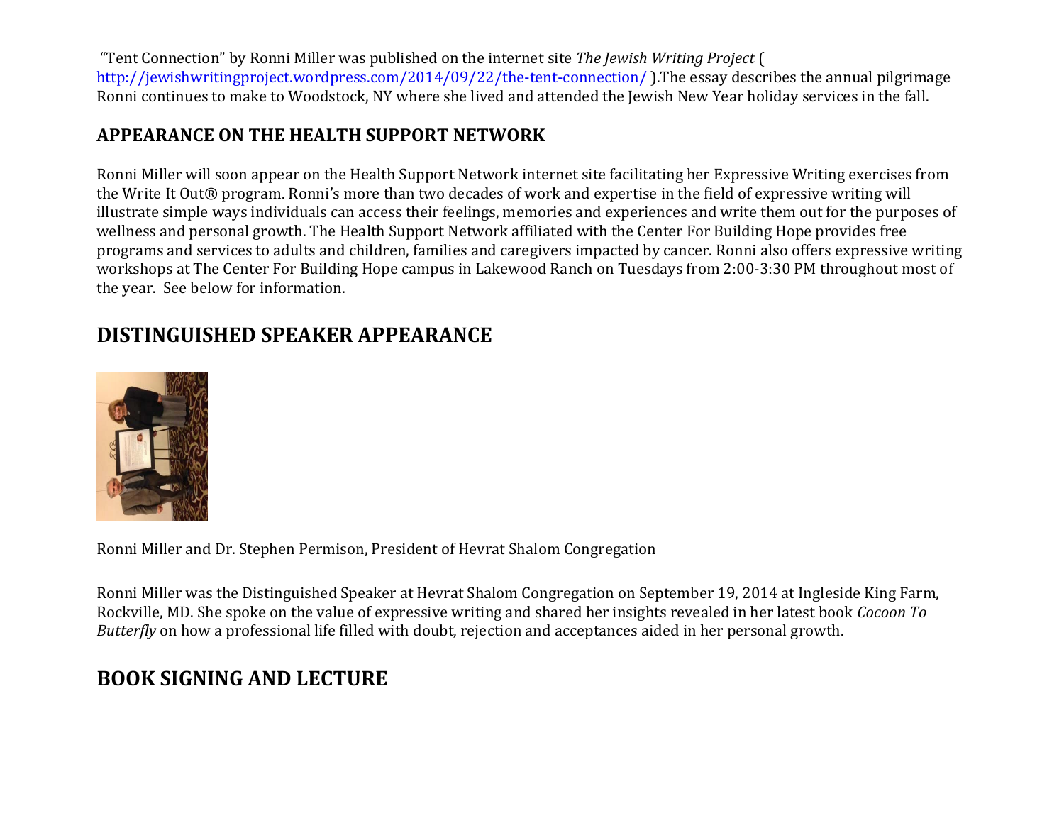"Tent Connection" by Ronni Miller was published on the internet site *The Jewish Writing Project* ( http://jewishwritingproject.wordpress.com/2014/09/22/the-tent-connection/ ).The essay describes the annual pilgrimage Ronni continues to make to Woodstock, NY where she lived and attended the Jewish New Year holiday services in the fall.

## APPEARANCE ON THE HEALTH SUPPORT NETWORK

Ronni Miller will soon appear on the Health Support Network internet site facilitating her Expressive Writing exercises from the Write It Out® program. Ronni's more than two decades of work and expertise in the field of expressive writing will illustrate simple ways individuals can access their feelings, memories and experiences and write them out for the purposes of wellness and personal growth. The Health Support Network affiliated with the Center For Building Hope provides free programs and services to adults and children, families and caregivers impacted by cancer. Ronni also offers expressive writing workshops at The Center For Building Hope campus in Lakewood Ranch on Tuesdays from 2:00-3:30 PM throughout most of the year. See below for information.

## DISTINGUISHED SPEAKER APPEARANCE

Ronni Miller and Dr. Stephen Permison, President of Hevrat Shalom Congregation

Ronni Miller was the Distinguished Speaker at Hevrat Shalom Congregation on September 19, 2014 at Ingleside King Farm, Rockville, MD. She spoke on the value of expressive writing and shared her insights revealed in her latest book *Cocoon To Butterfly* on how a professional life filled with doubt, rejection and acceptances aided in her personal growth.

## BOOK SIGNING AND LECTURE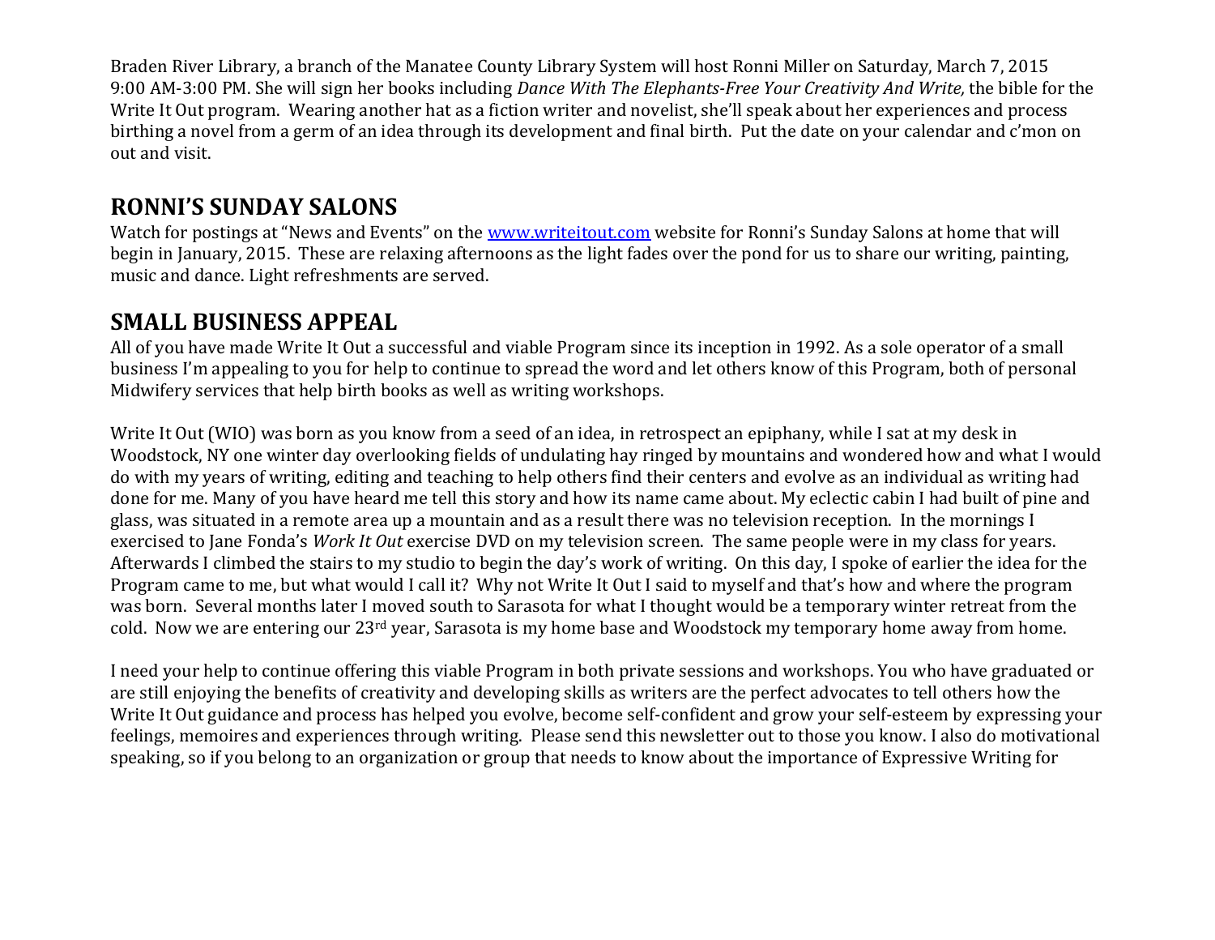Braden River Library, a branch of the Manatee County Library System will host Ronni Miller on Saturday, March 7, 2015 9:00 AM-3:00 PM. She will sign her books including *Dance With The Elephants-Free Your Creativity And Write,* the bible for the Write It Out program. Wearing another hat as a fiction writer and novelist, she'll speak about her experiences and process birthing a novel from a germ of an idea through its development and final birth. Put the date on your calendar and c'mon on out and visit.

## RONNI'S SUNDAY SALONS

Watch for postings at "News and Events" on the [www.writeitout.com](http://www.writeitout.com) website for Ronni's Sunday Salons at home that will begin in January, 2015. These are relaxing afternoons as the light fades over the pond for us to share our writing, painting, music and dance. Light refreshments are served.

## SMALL BUSINESS APPEAL

All of you have made Write It Out a successful and viable Program since its inception in 1992. As a sole operator of a small business I'm appealing to you for help to continue to spread the word and let others know of this Program, both of personal Midwifery services that help birth books as well as writing workshops.

Write It Out (WIO) was born as you know from a seed of an idea, in retrospect an epiphany, while I sat at my desk in Woodstock, NY one winter day overlooking fields of undulating hay ringed by mountains and wondered how and what I would do with my years of writing, editing and teaching to help others find their centers and evolve as an individual as writing had done for me. Many of you have heard me tell this story and how its name came about. My eclectic cabin I had built of pine and glass, was situated in a remote area up a mountain and as a result there was no television reception. In the mornings I exercised to Jane Fonda's *Work It Out* exercise DVD on my television screen. The same people were in my class for years. Afterwards I climbed the stairs to my studio to begin the day's work of writing. On this day, I spoke of earlier the idea for the Program came to me, but what would I call it? Why not Write It Out I said to myself and that's how and where the program was born. Several months later I moved south to Sarasota for what I thought would be a temporary winter retreat from the cold. Now we are entering our 23rd year, Sarasota is my home base and Woodstock my temporary home away from home.

I need your help to continue offering this viable Program in both private sessions and workshops. You who have graduated or are still enjoying the benefits of creativity and developing skills as writers are the perfect advocates to tell others how the Write It Out guidance and process has helped you evolve, become self-confident and grow your self-esteem by expressing your feelings, memoires and experiences through writing. Please send this newsletter out to those you know. I also do motivational speaking, so if you belong to an organization or group that needs to know about the importance of Expressive Writing for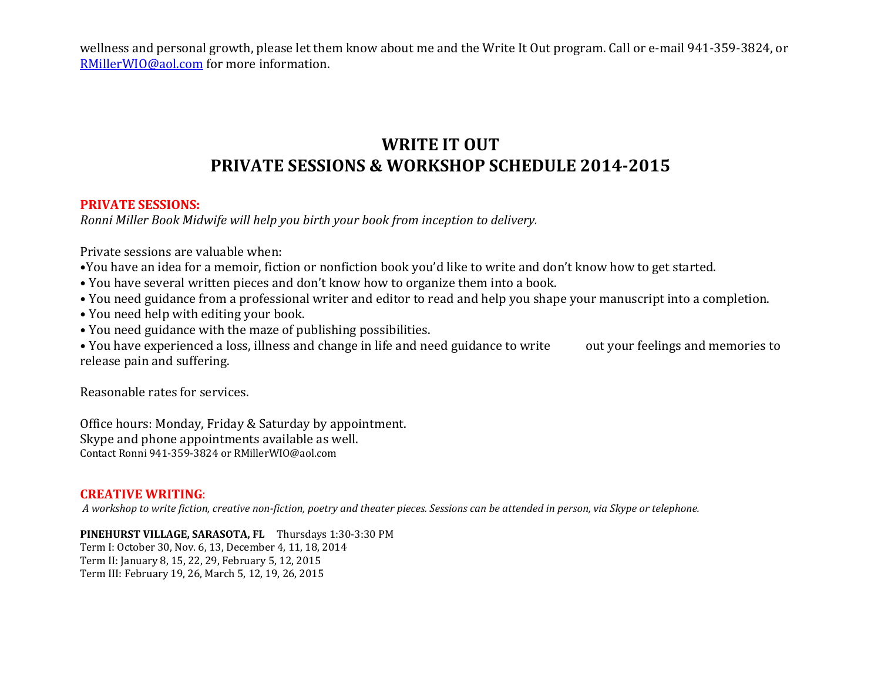wellness and personal growth, please let them know about me and the Write It Out program. Call or e-mail 941-359-3824, or [RMillerWIO@aol.com](mailto:RMillerWIO@aol.com) for more information.

# WRITE IT OUT
# PRIVATE SESSIONS & WORKSHOP SCHEDULE 2014-2015

**PRIVATE SESSIONS:**

*Ronni Miller Book Midwife will help you birth your book from inception to delivery.*

Private sessions are valuable when:

- You have an idea for a memoir, fiction or nonfiction book you'd like to write and don't know how to get started.
- You have several written pieces and don't know how to organize them into a book.
- You need guidance from a professional writer and editor to read and help you shape your manuscript into a completion.
- You need help with editing your book.
- You need guidance with the maze of publishing possibilities.
- You have experienced a loss, illness and change in life and need guidance to write out your feelings and memories to release pain and suffering.

Reasonable rates for services.

Office hours: Monday, Friday & Saturday by appointment.
Skype and phone appointments available as well.
Contact Ronni 941-359-3824 or RMillerWIO@aol.com

**CREATIVE WRITING:**

*A workshop to write fiction, creative non-fiction, poetry and theater pieces. Sessions can be attended in person, via Skype or telephone.*

**PINEHURST VILLAGE, SARASOTA, FL** Thursdays 1:30-3:30 PM
Term I: October 30, Nov. 6, 13, December 4, 11, 18, 2014
Term II: January 8, 15, 22, 29, February 5, 12, 2015
Term III: February 19, 26, March 5, 12, 19, 26, 2015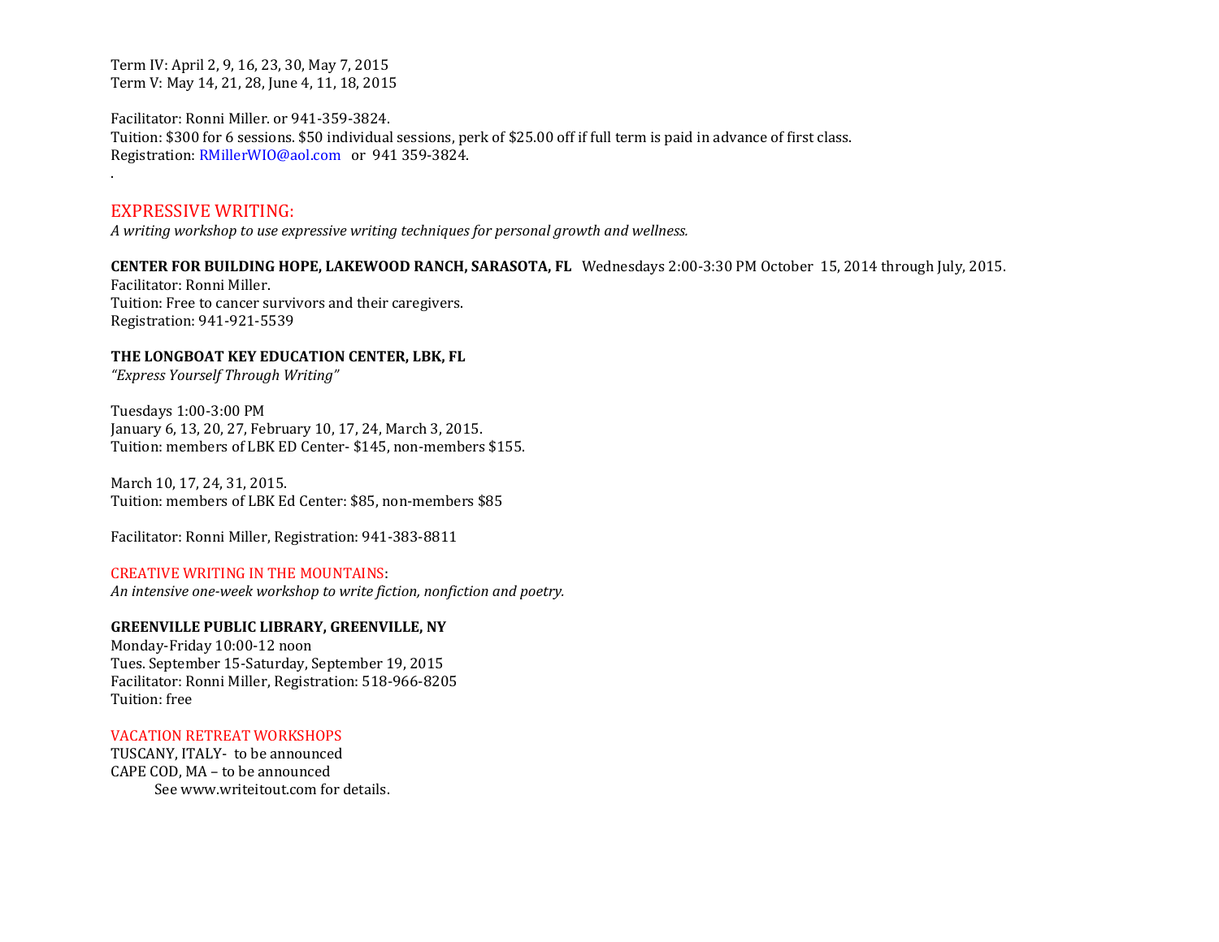Term IV: April 2, 9, 16, 23, 30, May 7, 2015
Term V: May 14, 21, 28, June 4, 11, 18, 2015

Facilitator: Ronni Miller. or 941-359-3824.
Tuition: $300 for 6 sessions. $50 individual sessions, perk of $25.00 off if full term is paid in advance of first class.
Registration: RMillerWIO@aol.com or 941 359-3824.
.

## EXPRESSIVE WRITING:

*A writing workshop to use expressive writing techniques for personal growth and wellness.*

**CENTER FOR BUILDING HOPE, LAKEWOOD RANCH, SARASOTA, FL** Wednesdays 2:00-3:30 PM October 15, 2014 through July, 2015.
Facilitator: Ronni Miller.
Tuition: Free to cancer survivors and their caregivers.
Registration: 941-921-5539

**THE LONGBOAT KEY EDUCATION CENTER, LBK, FL**
*"Express Yourself Through Writing"*

Tuesdays 1:00-3:00 PM
January 6, 13, 20, 27, February 10, 17, 24, March 3, 2015.
Tuition: members of LBK ED Center- $145, non-members $155.

March 10, 17, 24, 31, 2015.
Tuition: members of LBK Ed Center: $85, non-members $85

Facilitator: Ronni Miller, Registration: 941-383-8811

## CREATIVE WRITING IN THE MOUNTAINS:

*An intensive one-week workshop to write fiction, nonfiction and poetry.*

**GREENVILLE PUBLIC LIBRARY, GREENVILLE, NY**
Monday-Friday 10:00-12 noon
Tues. September 15-Saturday, September 19, 2015
Facilitator: Ronni Miller, Registration: 518-966-8205
Tuition: free

## VACATION RETREAT WORKSHOPS

TUSCANY, ITALY- to be announced
CAPE COD, MA – to be announced
See www.writeitout.com for details.